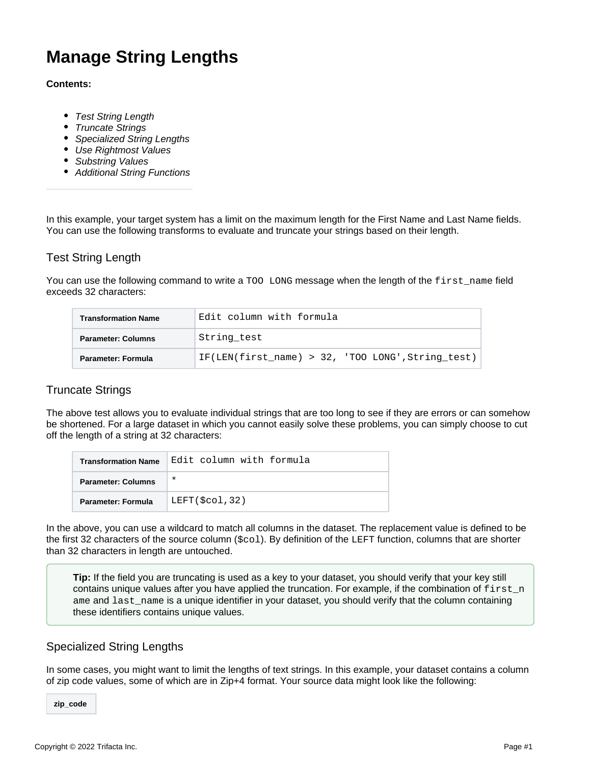# Manage String Lengths

**Contents:**

- *Test String Length*
- *Truncate Strings*
- *Specialized String Lengths*
- *Use Rightmost Values*
- *Substring Values*
- *Additional String Functions*

---

In this example, your target system has a limit on the maximum length for the First Name and Last Name fields. You can use the following transforms to evaluate and truncate your strings based on their length.

## Test String Length

You can use the following command to write a `TOO LONG` message when the length of the `first_name` field exceeds 32 characters:

| **Transformation Name** | `Edit column with formula` |
|---|---|
| **Parameter: Columns** | `String_test` |
| **Parameter: Formula** | `IF(LEN(first_name) > 32, 'TOO LONG',String_test)` |

## Truncate Strings

The above test allows you to evaluate individual strings that are too long to see if they are errors or can somehow be shortened. For a large dataset in which you cannot easily solve these problems, you can simply choose to cut off the length of a string at 32 characters:

| **Transformation Name** | `Edit column with formula` |
|---|---|
| **Parameter: Columns** | `*` |
| **Parameter: Formula** | `LEFT($col,32)` |

In the above, you can use a wildcard to match all columns in the dataset. The replacement value is defined to be the first 32 characters of the source column (`$col`). By definition of the `LEFT` function, columns that are shorter than 32 characters in length are untouched.

> **Tip:** If the field you are truncating is used as a key to your dataset, you should verify that your key still contains unique values after you have applied the truncation. For example, if the combination of `first_name` and `last_name` is a unique identifier in your dataset, you should verify that the column containing these identifiers contains unique values.

## Specialized String Lengths

In some cases, you might want to limit the lengths of text strings. In this example, your dataset contains a column of zip code values, some of which are in Zip+4 format. Your source data might look like the following:

| zip_code |
|---|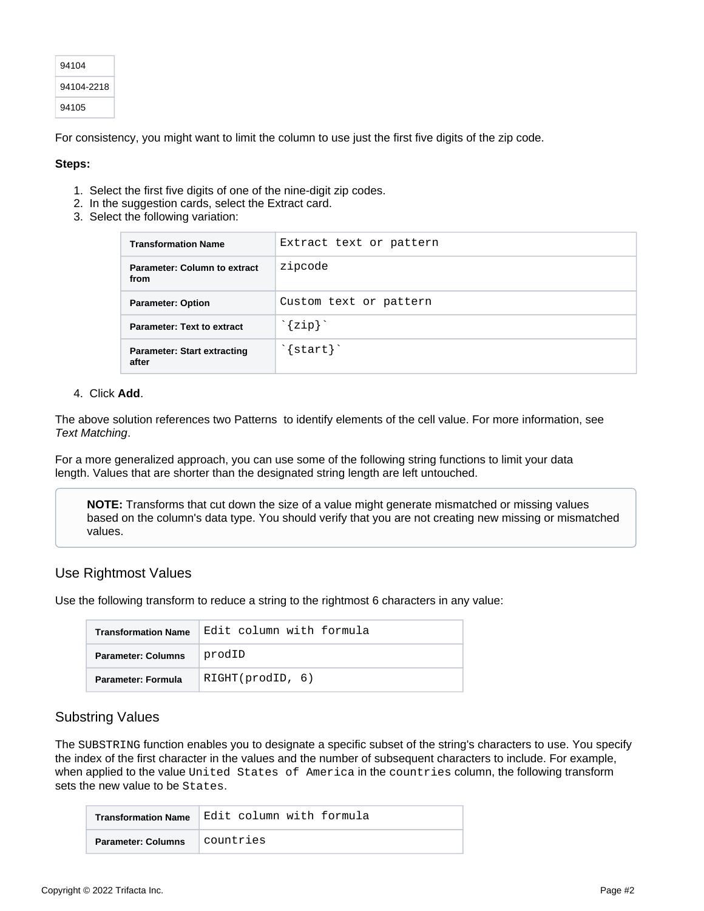| 94104 |
| --- |
| 94104-2218 |
| 94105 |

For consistency, you might want to limit the column to use just the first five digits of the zip code.

**Steps:**

1. Select the first five digits of one of the nine-digit zip codes.
2. In the suggestion cards, select the Extract card.
3. Select the following variation:

| **Transformation Name** | `Extract text or pattern` |
| --- | --- |
| **Parameter: Column to extract from** | `zipcode` |
| **Parameter: Option** | `Custom text or pattern` |
| **Parameter: Text to extract** | `` `{zip}` `` |
| **Parameter: Start extracting after** | `` `{start}` `` |

4. Click **Add**.

The above solution references two Patterns to identify elements of the cell value. For more information, see *Text Matching*.

For a more generalized approach, you can use some of the following string functions to limit your data length. Values that are shorter than the designated string length are left untouched.

> **NOTE:** Transforms that cut down the size of a value might generate mismatched or missing values based on the column's data type. You should verify that you are not creating new missing or mismatched values.

## Use Rightmost Values

Use the following transform to reduce a string to the rightmost 6 characters in any value:

| **Transformation Name** | `Edit column with formula` |
| --- | --- |
| **Parameter: Columns** | `prodID` |
| **Parameter: Formula** | `RIGHT(prodID, 6)` |

## Substring Values

The `SUBSTRING` function enables you to designate a specific subset of the string's characters to use. You specify the index of the first character in the values and the number of subsequent characters to include. For example, when applied to the value `United States of America` in the `countries` column, the following transform sets the new value to be `States`.

| **Transformation Name** | `Edit column with formula` |
| --- | --- |
| **Parameter: Columns** | `countries` |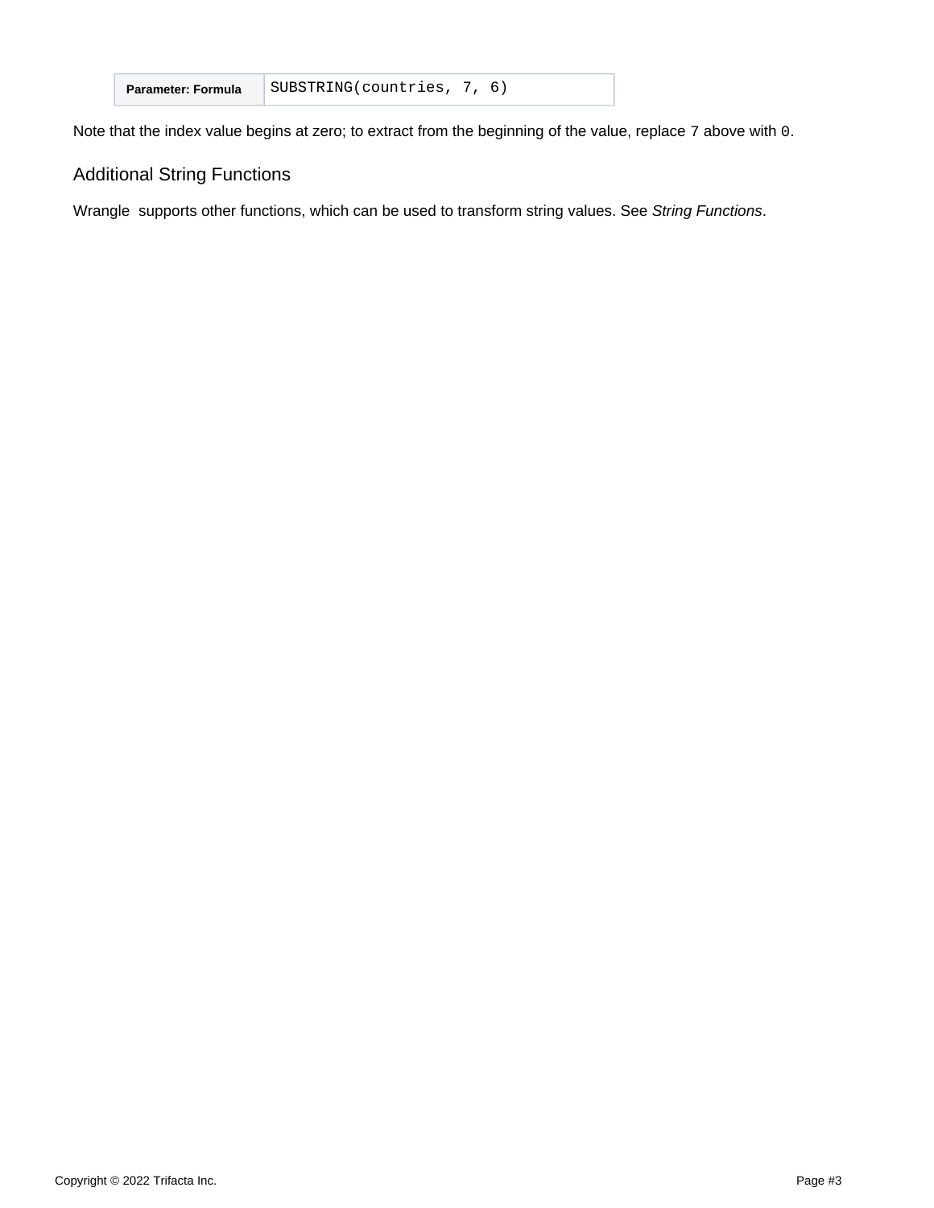| | |
|---|---|
| **Parameter: Formula** | `SUBSTRING(countries, 7, 6)` |

Note that the index value begins at zero; to extract from the beginning of the value, replace `7` above with `0`.

## Additional String Functions

Wrangle  supports other functions, which can be used to transform string values. See *String Functions*.